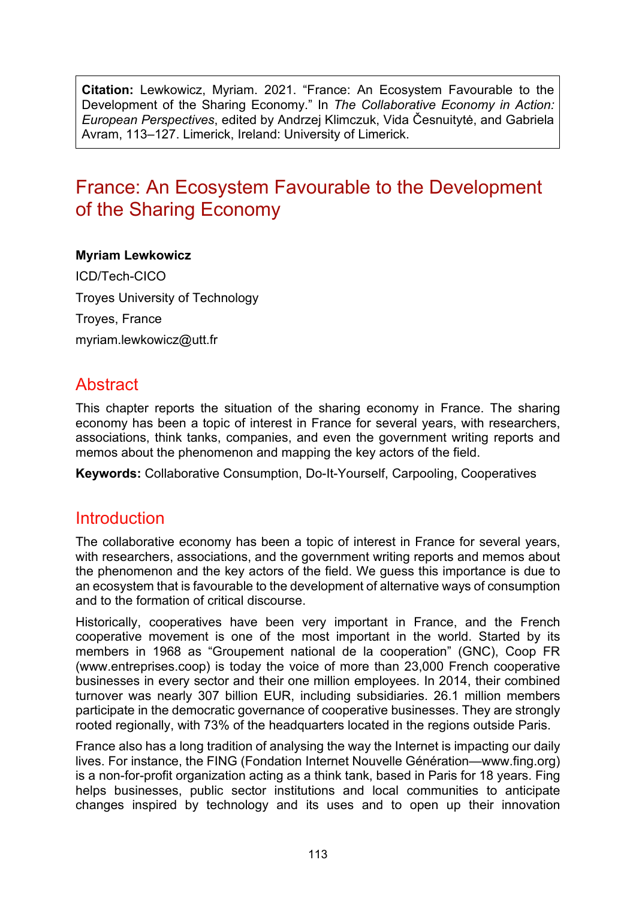**Citation:** Lewkowicz, Myriam. 2021. "France: An Ecosystem Favourable to the Development of the Sharing Economy." In *The Collaborative Economy in Action: European Perspectives*, edited by Andrzej Klimczuk, Vida Česnuitytė, and Gabriela Avram, 113–127. Limerick, Ireland: University of Limerick.

# France: An Ecosystem Favourable to the Development of the Sharing Economy

**Myriam Lewkowicz**

ICD/Tech-CICO

Troyes University of Technology

Troyes, France

myriam.lewkowicz@utt.fr

## Abstract

This chapter reports the situation of the sharing economy in France. The sharing economy has been a topic of interest in France for several years, with researchers, associations, think tanks, companies, and even the government writing reports and memos about the phenomenon and mapping the key actors of the field.

**Keywords:** Collaborative Consumption, Do-It-Yourself, Carpooling, Cooperatives

## Introduction

The collaborative economy has been a topic of interest in France for several years, with researchers, associations, and the government writing reports and memos about the phenomenon and the key actors of the field. We guess this importance is due to an ecosystem that is favourable to the development of alternative ways of consumption and to the formation of critical discourse.

Historically, cooperatives have been very important in France, and the French cooperative movement is one of the most important in the world. Started by its members in 1968 as "Groupement national de la cooperation" (GNC), Coop FR (www.entreprises.coop) is today the voice of more than 23,000 French cooperative businesses in every sector and their one million employees. In 2014, their combined turnover was nearly 307 billion EUR, including subsidiaries. 26.1 million members participate in the democratic governance of cooperative businesses. They are strongly rooted regionally, with 73% of the headquarters located in the regions outside Paris.

France also has a long tradition of analysing the way the Internet is impacting our daily lives. For instance, the FING (Fondation Internet Nouvelle Génération—www.fing.org) is a non-for-profit organization acting as a think tank, based in Paris for 18 years. Fing helps businesses, public sector institutions and local communities to anticipate changes inspired by technology and its uses and to open up their innovation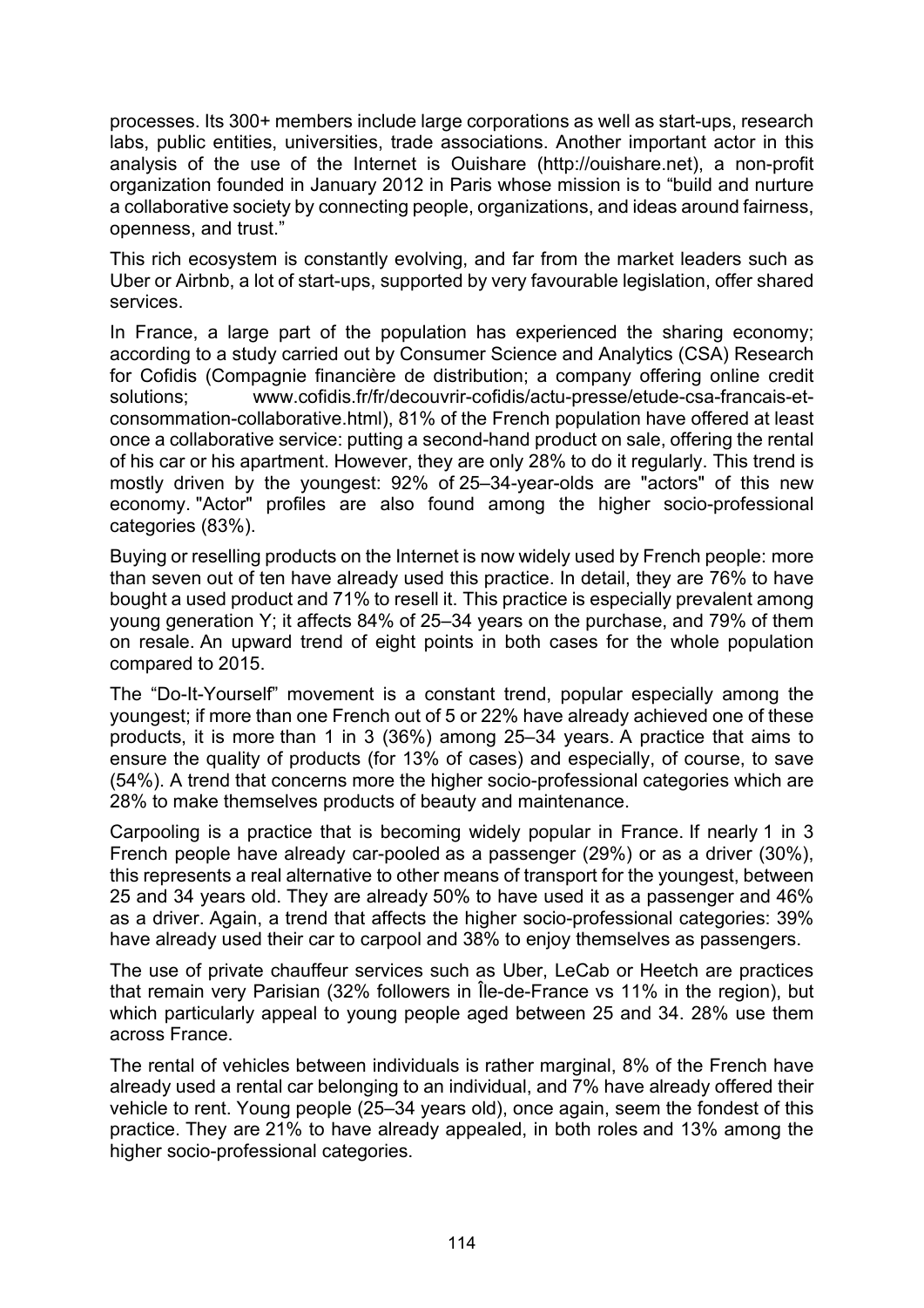processes. Its 300+ members include large corporations as well as start-ups, research labs, public entities, universities, trade associations. Another important actor in this analysis of the use of the Internet is Ouishare (http://ouishare.net), a non-profit organization founded in January 2012 in Paris whose mission is to "build and nurture a collaborative society by connecting people, organizations, and ideas around fairness, openness, and trust."

This rich ecosystem is constantly evolving, and far from the market leaders such as Uber or Airbnb, a lot of start-ups, supported by very favourable legislation, offer shared services.

In France, a large part of the population has experienced the sharing economy; according to a study carried out by Consumer Science and Analytics (CSA) Research for Cofidis (Compagnie financière de distribution; a company offering online credit solutions; www.cofidis.fr/fr/decouvrir-cofidis/actu-presse/etude-csa-francais-et-consommation-collaborative.html), 81% of the French population have offered at least once a collaborative service: putting a second-hand product on sale, offering the rental of his car or his apartment. However, they are only 28% to do it regularly. This trend is mostly driven by the youngest: 92% of 25–34-year-olds are "actors" of this new economy. "Actor" profiles are also found among the higher socio-professional categories (83%).

Buying or reselling products on the Internet is now widely used by French people: more than seven out of ten have already used this practice. In detail, they are 76% to have bought a used product and 71% to resell it. This practice is especially prevalent among young generation Y; it affects 84% of 25–34 years on the purchase, and 79% of them on resale. An upward trend of eight points in both cases for the whole population compared to 2015.

The "Do-It-Yourself" movement is a constant trend, popular especially among the youngest; if more than one French out of 5 or 22% have already achieved one of these products, it is more than 1 in 3 (36%) among 25–34 years. A practice that aims to ensure the quality of products (for 13% of cases) and especially, of course, to save (54%). A trend that concerns more the higher socio-professional categories which are 28% to make themselves products of beauty and maintenance.

Carpooling is a practice that is becoming widely popular in France. If nearly 1 in 3 French people have already car-pooled as a passenger (29%) or as a driver (30%), this represents a real alternative to other means of transport for the youngest, between 25 and 34 years old. They are already 50% to have used it as a passenger and 46% as a driver. Again, a trend that affects the higher socio-professional categories: 39% have already used their car to carpool and 38% to enjoy themselves as passengers.

The use of private chauffeur services such as Uber, LeCab or Heetch are practices that remain very Parisian (32% followers in Île-de-France vs 11% in the region), but which particularly appeal to young people aged between 25 and 34. 28% use them across France.

The rental of vehicles between individuals is rather marginal, 8% of the French have already used a rental car belonging to an individual, and 7% have already offered their vehicle to rent. Young people (25–34 years old), once again, seem the fondest of this practice. They are 21% to have already appealed, in both roles and 13% among the higher socio-professional categories.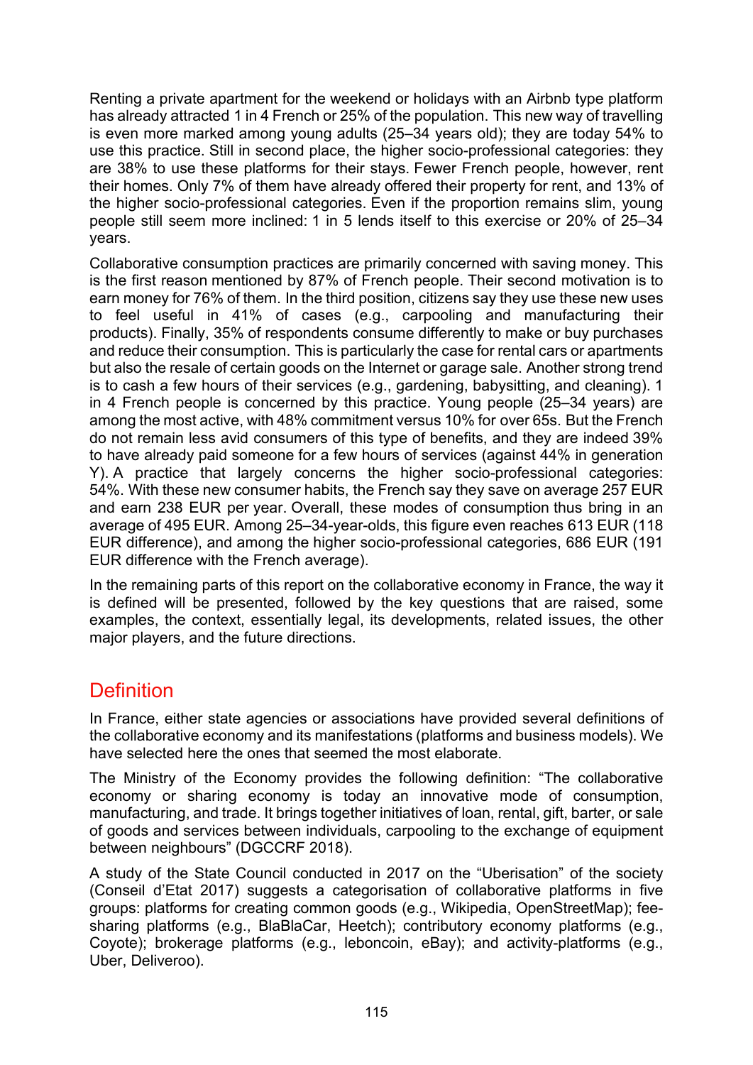Renting a private apartment for the weekend or holidays with an Airbnb type platform has already attracted 1 in 4 French or 25% of the population. This new way of travelling is even more marked among young adults (25–34 years old); they are today 54% to use this practice. Still in second place, the higher socio-professional categories: they are 38% to use these platforms for their stays. Fewer French people, however, rent their homes. Only 7% of them have already offered their property for rent, and 13% of the higher socio-professional categories. Even if the proportion remains slim, young people still seem more inclined: 1 in 5 lends itself to this exercise or 20% of 25–34 years.

Collaborative consumption practices are primarily concerned with saving money. This is the first reason mentioned by 87% of French people. Their second motivation is to earn money for 76% of them. In the third position, citizens say they use these new uses to feel useful in 41% of cases (e.g., carpooling and manufacturing their products). Finally, 35% of respondents consume differently to make or buy purchases and reduce their consumption. This is particularly the case for rental cars or apartments but also the resale of certain goods on the Internet or garage sale. Another strong trend is to cash a few hours of their services (e.g., gardening, babysitting, and cleaning). 1 in 4 French people is concerned by this practice. Young people (25–34 years) are among the most active, with 48% commitment versus 10% for over 65s. But the French do not remain less avid consumers of this type of benefits, and they are indeed 39% to have already paid someone for a few hours of services (against 44% in generation Y). A practice that largely concerns the higher socio-professional categories: 54%. With these new consumer habits, the French say they save on average 257 EUR and earn 238 EUR per year. Overall, these modes of consumption thus bring in an average of 495 EUR. Among 25–34-year-olds, this figure even reaches 613 EUR (118 EUR difference), and among the higher socio-professional categories, 686 EUR (191 EUR difference with the French average).

In the remaining parts of this report on the collaborative economy in France, the way it is defined will be presented, followed by the key questions that are raised, some examples, the context, essentially legal, its developments, related issues, the other major players, and the future directions.

## Definition

In France, either state agencies or associations have provided several definitions of the collaborative economy and its manifestations (platforms and business models). We have selected here the ones that seemed the most elaborate.

The Ministry of the Economy provides the following definition: "The collaborative economy or sharing economy is today an innovative mode of consumption, manufacturing, and trade. It brings together initiatives of loan, rental, gift, barter, or sale of goods and services between individuals, carpooling to the exchange of equipment between neighbours" (DGCCRF 2018).

A study of the State Council conducted in 2017 on the "Uberisation" of the society (Conseil d'Etat 2017) suggests a categorisation of collaborative platforms in five groups: platforms for creating common goods (e.g., Wikipedia, OpenStreetMap); fee-sharing platforms (e.g., BlaBlaCar, Heetch); contributory economy platforms (e.g., Coyote); brokerage platforms (e.g., leboncoin, eBay); and activity-platforms (e.g., Uber, Deliveroo).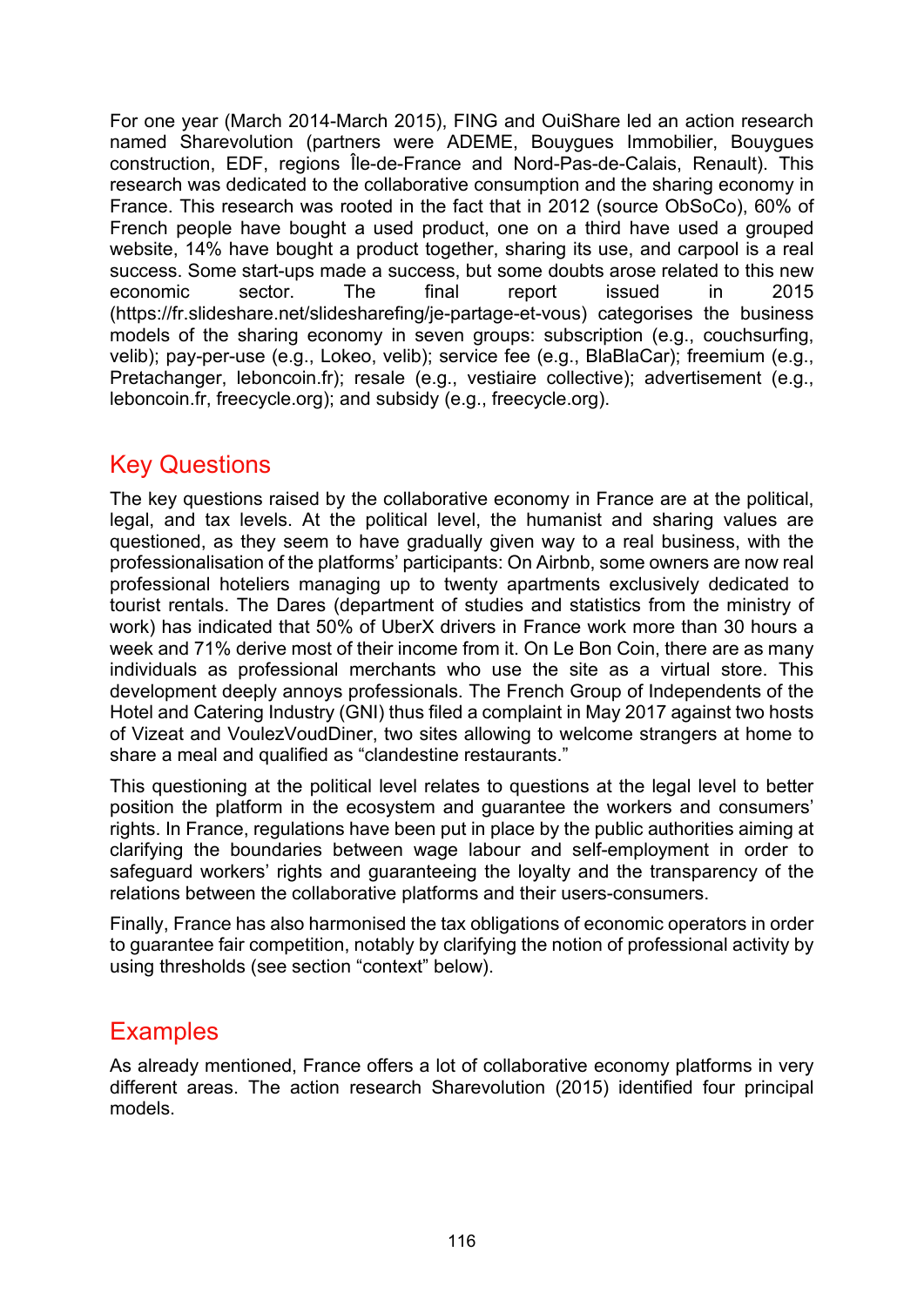For one year (March 2014-March 2015), FING and OuiShare led an action research named Sharevolution (partners were ADEME, Bouygues Immobilier, Bouygues construction, EDF, regions Île-de-France and Nord-Pas-de-Calais, Renault). This research was dedicated to the collaborative consumption and the sharing economy in France. This research was rooted in the fact that in 2012 (source ObSoCo), 60% of French people have bought a used product, one on a third have used a grouped website, 14% have bought a product together, sharing its use, and carpool is a real success. Some start-ups made a success, but some doubts arose related to this new economic sector. The final report issued in 2015 (https://fr.slideshare.net/slidesharefing/je-partage-et-vous) categorises the business models of the sharing economy in seven groups: subscription (e.g., couchsurfing, velib); pay-per-use (e.g., Lokeo, velib); service fee (e.g., BlaBlaCar); freemium (e.g., Pretachanger, leboncoin.fr); resale (e.g., vestiaire collective); advertisement (e.g., leboncoin.fr, freecycle.org); and subsidy (e.g., freecycle.org).

## Key Questions

The key questions raised by the collaborative economy in France are at the political, legal, and tax levels. At the political level, the humanist and sharing values are questioned, as they seem to have gradually given way to a real business, with the professionalisation of the platforms' participants: On Airbnb, some owners are now real professional hoteliers managing up to twenty apartments exclusively dedicated to tourist rentals. The Dares (department of studies and statistics from the ministry of work) has indicated that 50% of UberX drivers in France work more than 30 hours a week and 71% derive most of their income from it. On Le Bon Coin, there are as many individuals as professional merchants who use the site as a virtual store. This development deeply annoys professionals. The French Group of Independents of the Hotel and Catering Industry (GNI) thus filed a complaint in May 2017 against two hosts of Vizeat and VoulezVoudDiner, two sites allowing to welcome strangers at home to share a meal and qualified as "clandestine restaurants."

This questioning at the political level relates to questions at the legal level to better position the platform in the ecosystem and guarantee the workers and consumers' rights. In France, regulations have been put in place by the public authorities aiming at clarifying the boundaries between wage labour and self-employment in order to safeguard workers' rights and guaranteeing the loyalty and the transparency of the relations between the collaborative platforms and their users-consumers.

Finally, France has also harmonised the tax obligations of economic operators in order to guarantee fair competition, notably by clarifying the notion of professional activity by using thresholds (see section "context" below).

## Examples

As already mentioned, France offers a lot of collaborative economy platforms in very different areas. The action research Sharevolution (2015) identified four principal models.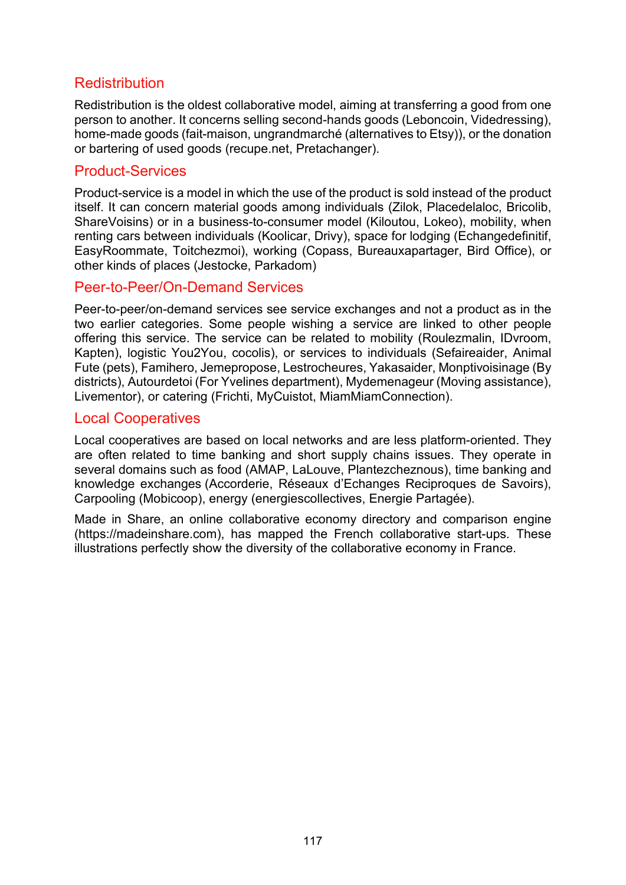### Redistribution

Redistribution is the oldest collaborative model, aiming at transferring a good from one person to another. It concerns selling second-hands goods (Leboncoin, Videdressing), home-made goods (fait-maison, ungrandmarché (alternatives to Etsy)), or the donation or bartering of used goods (recupe.net, Pretachanger).

### Product-Services

Product-service is a model in which the use of the product is sold instead of the product itself. It can concern material goods among individuals (Zilok, Placedelaloc, Bricolib, ShareVoisins) or in a business-to-consumer model (Kiloutou, Lokeo), mobility, when renting cars between individuals (Koolicar, Drivy), space for lodging (Echangedefinitif, EasyRoommate, Toitchezmoi), working (Copass, Bureauxapartager, Bird Office), or other kinds of places (Jestocke, Parkadom)

### Peer-to-Peer/On-Demand Services

Peer-to-peer/on-demand services see service exchanges and not a product as in the two earlier categories. Some people wishing a service are linked to other people offering this service. The service can be related to mobility (Roulezmalin, IDvroom, Kapten), logistic You2You, cocolis), or services to individuals (Sefaireaider, Animal Fute (pets), Famihero, Jemepropose, Lestrocheures, Yakasaider, Monptivoisinage (By districts), Autourdetoi (For Yvelines department), Mydemenageur (Moving assistance), Livementor), or catering (Frichti, MyCuistot, MiamMiamConnection).

### Local Cooperatives

Local cooperatives are based on local networks and are less platform-oriented. They are often related to time banking and short supply chains issues. They operate in several domains such as food (AMAP, LaLouve, Plantezcheznous), time banking and knowledge exchanges (Accorderie, Réseaux d'Echanges Reciproques de Savoirs), Carpooling (Mobicoop), energy (energiescollectives, Energie Partagée).

Made in Share, an online collaborative economy directory and comparison engine (https://madeinshare.com), has mapped the French collaborative start-ups. These illustrations perfectly show the diversity of the collaborative economy in France.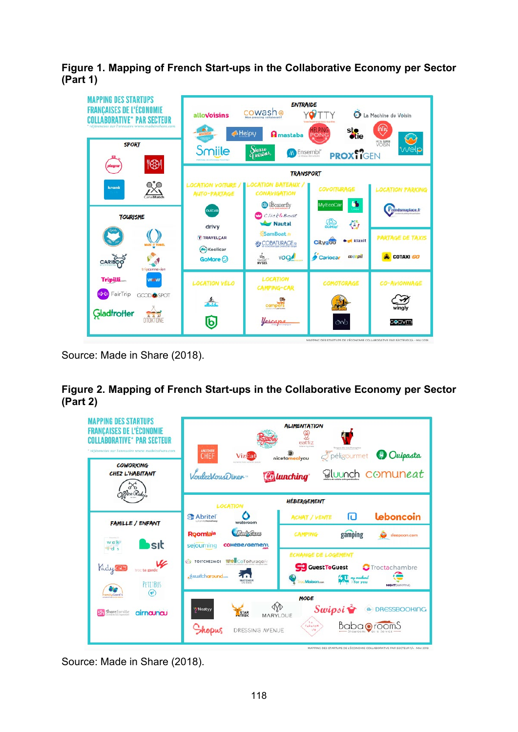**Figure 1. Mapping of French Start-ups in the Collaborative Economy per Sector (Part 1)**

Source: Made in Share (2018).

**Figure 2. Mapping of French Start-ups in the Collaborative Economy per Sector (Part 2)**

Source: Made in Share (2018).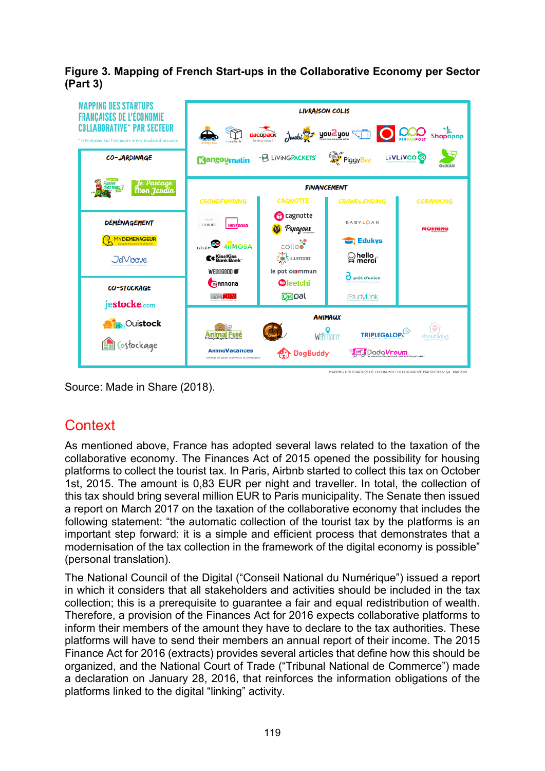**Figure 3. Mapping of French Start-ups in the Collaborative Economy per Sector (Part 3)**

Source: Made in Share (2018).

## Context

As mentioned above, France has adopted several laws related to the taxation of the collaborative economy. The Finances Act of 2015 opened the possibility for housing platforms to collect the tourist tax. In Paris, Airbnb started to collect this tax on October 1st, 2015. The amount is 0,83 EUR per night and traveller. In total, the collection of this tax should bring several million EUR to Paris municipality. The Senate then issued a report on March 2017 on the taxation of the collaborative economy that includes the following statement: "the automatic collection of the tourist tax by the platforms is an important step forward: it is a simple and efficient process that demonstrates that a modernisation of the tax collection in the framework of the digital economy is possible" (personal translation).

The National Council of the Digital ("Conseil National du Numérique") issued a report in which it considers that all stakeholders and activities should be included in the tax collection; this is a prerequisite to guarantee a fair and equal redistribution of wealth. Therefore, a provision of the Finances Act for 2016 expects collaborative platforms to inform their members of the amount they have to declare to the tax authorities. These platforms will have to send their members an annual report of their income. The 2015 Finance Act for 2016 (extracts) provides several articles that define how this should be organized, and the National Court of Trade ("Tribunal National de Commerce") made a declaration on January 28, 2016, that reinforces the information obligations of the platforms linked to the digital "linking" activity.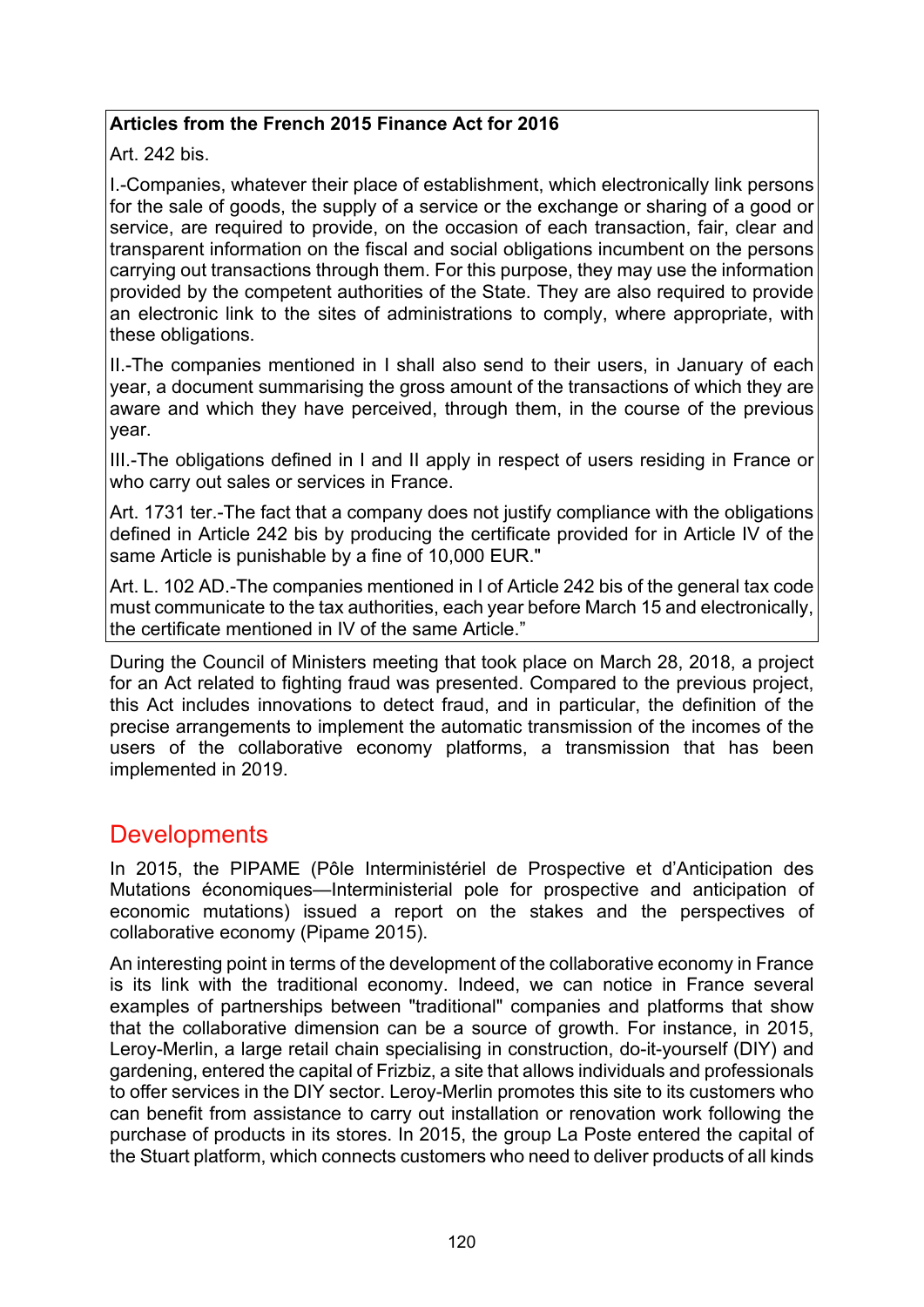**Articles from the French 2015 Finance Act for 2016**

Art. 242 bis.

I.-Companies, whatever their place of establishment, which electronically link persons for the sale of goods, the supply of a service or the exchange or sharing of a good or service, are required to provide, on the occasion of each transaction, fair, clear and transparent information on the fiscal and social obligations incumbent on the persons carrying out transactions through them. For this purpose, they may use the information provided by the competent authorities of the State. They are also required to provide an electronic link to the sites of administrations to comply, where appropriate, with these obligations.

II.-The companies mentioned in I shall also send to their users, in January of each year, a document summarising the gross amount of the transactions of which they are aware and which they have perceived, through them, in the course of the previous year.

III.-The obligations defined in I and II apply in respect of users residing in France or who carry out sales or services in France.

Art. 1731 ter.-The fact that a company does not justify compliance with the obligations defined in Article 242 bis by producing the certificate provided for in Article IV of the same Article is punishable by a fine of 10,000 EUR."

Art. L. 102 AD.-The companies mentioned in I of Article 242 bis of the general tax code must communicate to the tax authorities, each year before March 15 and electronically, the certificate mentioned in IV of the same Article."

During the Council of Ministers meeting that took place on March 28, 2018, a project for an Act related to fighting fraud was presented. Compared to the previous project, this Act includes innovations to detect fraud, and in particular, the definition of the precise arrangements to implement the automatic transmission of the incomes of the users of the collaborative economy platforms, a transmission that has been implemented in 2019.

## Developments

In 2015, the PIPAME (Pôle Interministériel de Prospective et d'Anticipation des Mutations économiques—Interministerial pole for prospective and anticipation of economic mutations) issued a report on the stakes and the perspectives of collaborative economy (Pipame 2015).

An interesting point in terms of the development of the collaborative economy in France is its link with the traditional economy. Indeed, we can notice in France several examples of partnerships between "traditional" companies and platforms that show that the collaborative dimension can be a source of growth. For instance, in 2015, Leroy-Merlin, a large retail chain specialising in construction, do-it-yourself (DIY) and gardening, entered the capital of Frizbiz, a site that allows individuals and professionals to offer services in the DIY sector. Leroy-Merlin promotes this site to its customers who can benefit from assistance to carry out installation or renovation work following the purchase of products in its stores. In 2015, the group La Poste entered the capital of the Stuart platform, which connects customers who need to deliver products of all kinds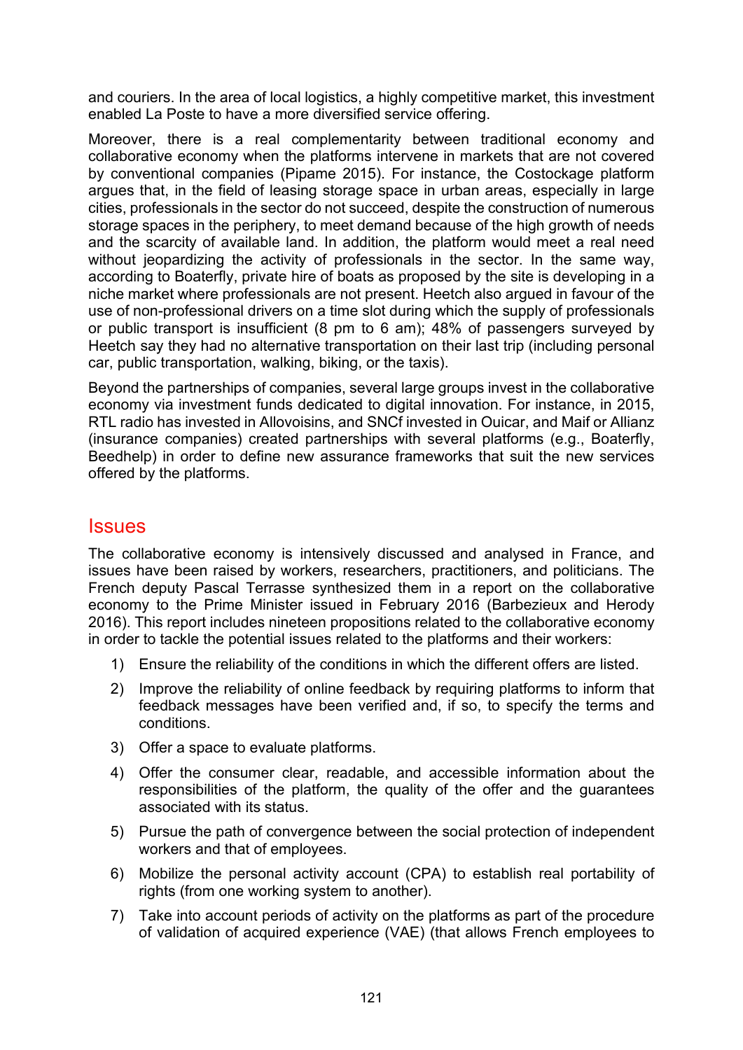and couriers. In the area of local logistics, a highly competitive market, this investment enabled La Poste to have a more diversified service offering.

Moreover, there is a real complementarity between traditional economy and collaborative economy when the platforms intervene in markets that are not covered by conventional companies (Pipame 2015). For instance, the Costockage platform argues that, in the field of leasing storage space in urban areas, especially in large cities, professionals in the sector do not succeed, despite the construction of numerous storage spaces in the periphery, to meet demand because of the high growth of needs and the scarcity of available land. In addition, the platform would meet a real need without jeopardizing the activity of professionals in the sector. In the same way, according to Boaterfly, private hire of boats as proposed by the site is developing in a niche market where professionals are not present. Heetch also argued in favour of the use of non-professional drivers on a time slot during which the supply of professionals or public transport is insufficient (8 pm to 6 am); 48% of passengers surveyed by Heetch say they had no alternative transportation on their last trip (including personal car, public transportation, walking, biking, or the taxis).

Beyond the partnerships of companies, several large groups invest in the collaborative economy via investment funds dedicated to digital innovation. For instance, in 2015, RTL radio has invested in Allovoisins, and SNCf invested in Ouicar, and Maif or Allianz (insurance companies) created partnerships with several platforms (e.g., Boaterfly, Beedhelp) in order to define new assurance frameworks that suit the new services offered by the platforms.

## Issues

The collaborative economy is intensively discussed and analysed in France, and issues have been raised by workers, researchers, practitioners, and politicians. The French deputy Pascal Terrasse synthesized them in a report on the collaborative economy to the Prime Minister issued in February 2016 (Barbezieux and Herody 2016). This report includes nineteen propositions related to the collaborative economy in order to tackle the potential issues related to the platforms and their workers:

1) Ensure the reliability of the conditions in which the different offers are listed.
2) Improve the reliability of online feedback by requiring platforms to inform that feedback messages have been verified and, if so, to specify the terms and conditions.
3) Offer a space to evaluate platforms.
4) Offer the consumer clear, readable, and accessible information about the responsibilities of the platform, the quality of the offer and the guarantees associated with its status.
5) Pursue the path of convergence between the social protection of independent workers and that of employees.
6) Mobilize the personal activity account (CPA) to establish real portability of rights (from one working system to another).
7) Take into account periods of activity on the platforms as part of the procedure of validation of acquired experience (VAE) (that allows French employees to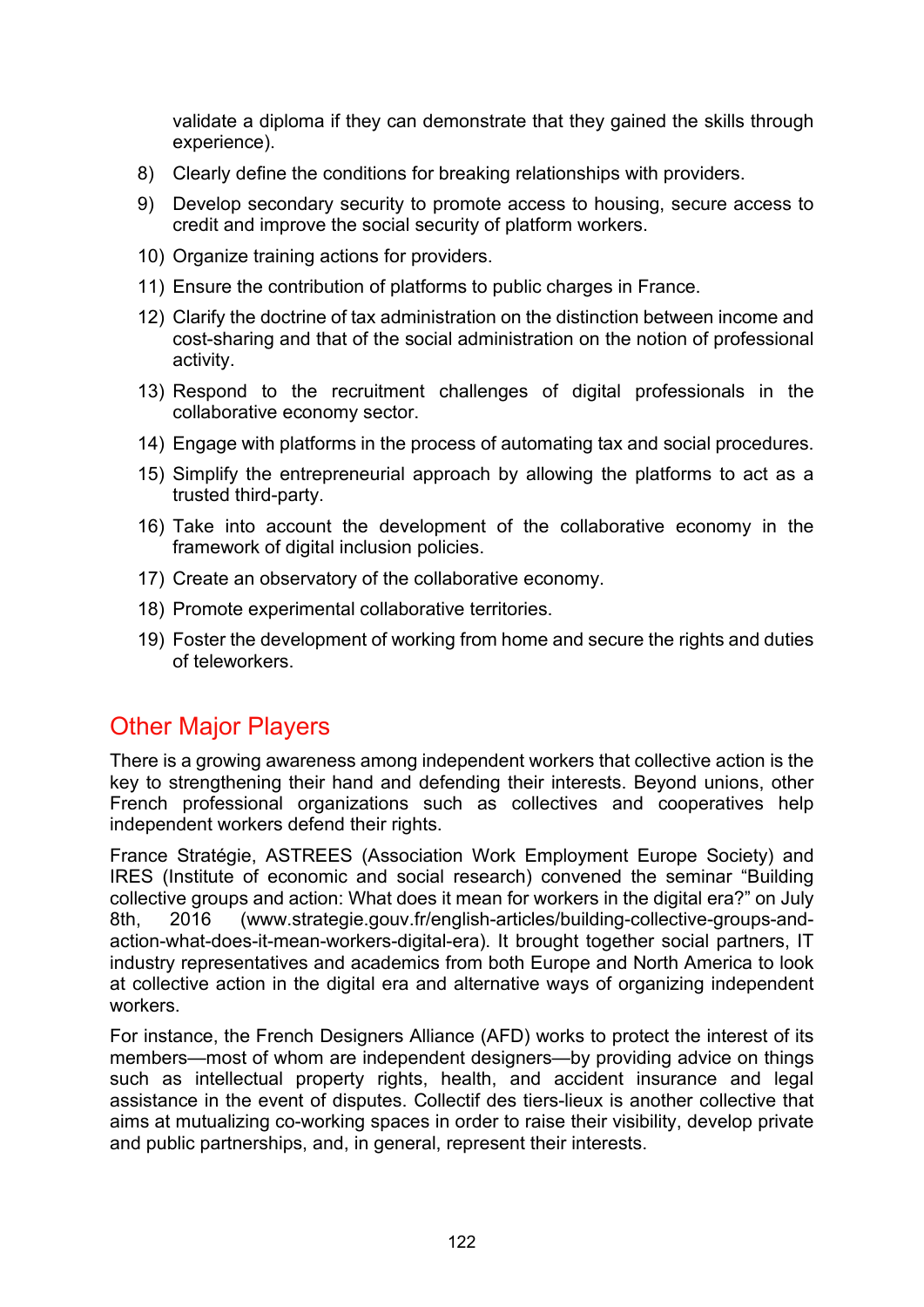validate a diploma if they can demonstrate that they gained the skills through experience).

8) Clearly define the conditions for breaking relationships with providers.
9) Develop secondary security to promote access to housing, secure access to credit and improve the social security of platform workers.
10) Organize training actions for providers.
11) Ensure the contribution of platforms to public charges in France.
12) Clarify the doctrine of tax administration on the distinction between income and cost-sharing and that of the social administration on the notion of professional activity.
13) Respond to the recruitment challenges of digital professionals in the collaborative economy sector.
14) Engage with platforms in the process of automating tax and social procedures.
15) Simplify the entrepreneurial approach by allowing the platforms to act as a trusted third-party.
16) Take into account the development of the collaborative economy in the framework of digital inclusion policies.
17) Create an observatory of the collaborative economy.
18) Promote experimental collaborative territories.
19) Foster the development of working from home and secure the rights and duties of teleworkers.

## Other Major Players

There is a growing awareness among independent workers that collective action is the key to strengthening their hand and defending their interests. Beyond unions, other French professional organizations such as collectives and cooperatives help independent workers defend their rights.

France Stratégie, ASTREES (Association Work Employment Europe Society) and IRES (Institute of economic and social research) convened the seminar "Building collective groups and action: What does it mean for workers in the digital era?" on July 8th, 2016 (www.strategie.gouv.fr/english-articles/building-collective-groups-and-action-what-does-it-mean-workers-digital-era). It brought together social partners, IT industry representatives and academics from both Europe and North America to look at collective action in the digital era and alternative ways of organizing independent workers.

For instance, the French Designers Alliance (AFD) works to protect the interest of its members—most of whom are independent designers—by providing advice on things such as intellectual property rights, health, and accident insurance and legal assistance in the event of disputes. Collectif des tiers-lieux is another collective that aims at mutualizing co-working spaces in order to raise their visibility, develop private and public partnerships, and, in general, represent their interests.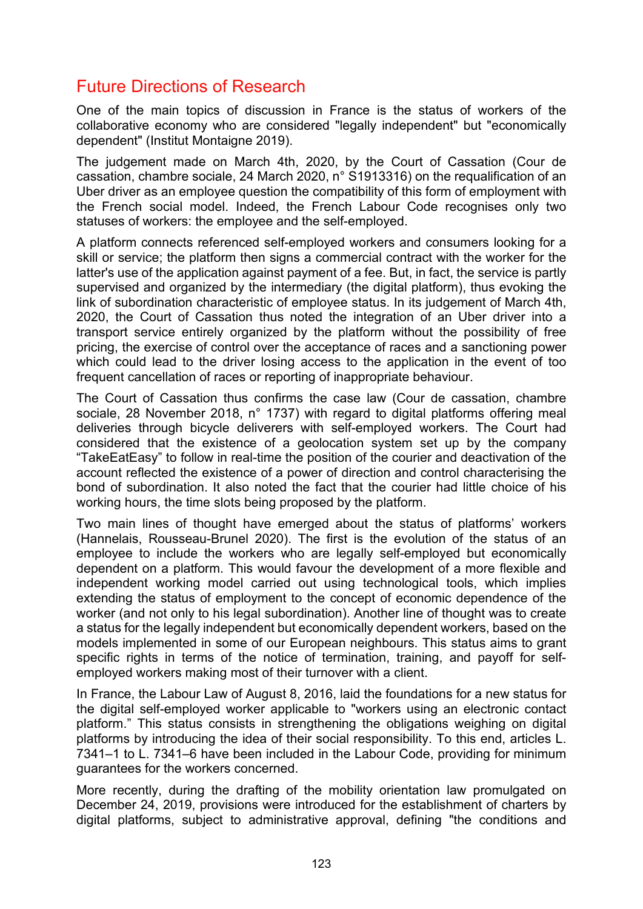## Future Directions of Research

One of the main topics of discussion in France is the status of workers of the collaborative economy who are considered "legally independent" but "economically dependent" (Institut Montaigne 2019).

The judgement made on March 4th, 2020, by the Court of Cassation (Cour de cassation, chambre sociale, 24 March 2020, n° S1913316) on the requalification of an Uber driver as an employee question the compatibility of this form of employment with the French social model. Indeed, the French Labour Code recognises only two statuses of workers: the employee and the self-employed.

A platform connects referenced self-employed workers and consumers looking for a skill or service; the platform then signs a commercial contract with the worker for the latter's use of the application against payment of a fee. But, in fact, the service is partly supervised and organized by the intermediary (the digital platform), thus evoking the link of subordination characteristic of employee status. In its judgement of March 4th, 2020, the Court of Cassation thus noted the integration of an Uber driver into a transport service entirely organized by the platform without the possibility of free pricing, the exercise of control over the acceptance of races and a sanctioning power which could lead to the driver losing access to the application in the event of too frequent cancellation of races or reporting of inappropriate behaviour.

The Court of Cassation thus confirms the case law (Cour de cassation, chambre sociale, 28 November 2018, n° 1737) with regard to digital platforms offering meal deliveries through bicycle deliverers with self-employed workers. The Court had considered that the existence of a geolocation system set up by the company "TakeEatEasy" to follow in real-time the position of the courier and deactivation of the account reflected the existence of a power of direction and control characterising the bond of subordination. It also noted the fact that the courier had little choice of his working hours, the time slots being proposed by the platform.

Two main lines of thought have emerged about the status of platforms' workers (Hannelais, Rousseau-Brunel 2020). The first is the evolution of the status of an employee to include the workers who are legally self-employed but economically dependent on a platform. This would favour the development of a more flexible and independent working model carried out using technological tools, which implies extending the status of employment to the concept of economic dependence of the worker (and not only to his legal subordination). Another line of thought was to create a status for the legally independent but economically dependent workers, based on the models implemented in some of our European neighbours. This status aims to grant specific rights in terms of the notice of termination, training, and payoff for self-employed workers making most of their turnover with a client.

In France, the Labour Law of August 8, 2016, laid the foundations for a new status for the digital self-employed worker applicable to "workers using an electronic contact platform." This status consists in strengthening the obligations weighing on digital platforms by introducing the idea of their social responsibility. To this end, articles L. 7341–1 to L. 7341–6 have been included in the Labour Code, providing for minimum guarantees for the workers concerned.

More recently, during the drafting of the mobility orientation law promulgated on December 24, 2019, provisions were introduced for the establishment of charters by digital platforms, subject to administrative approval, defining "the conditions and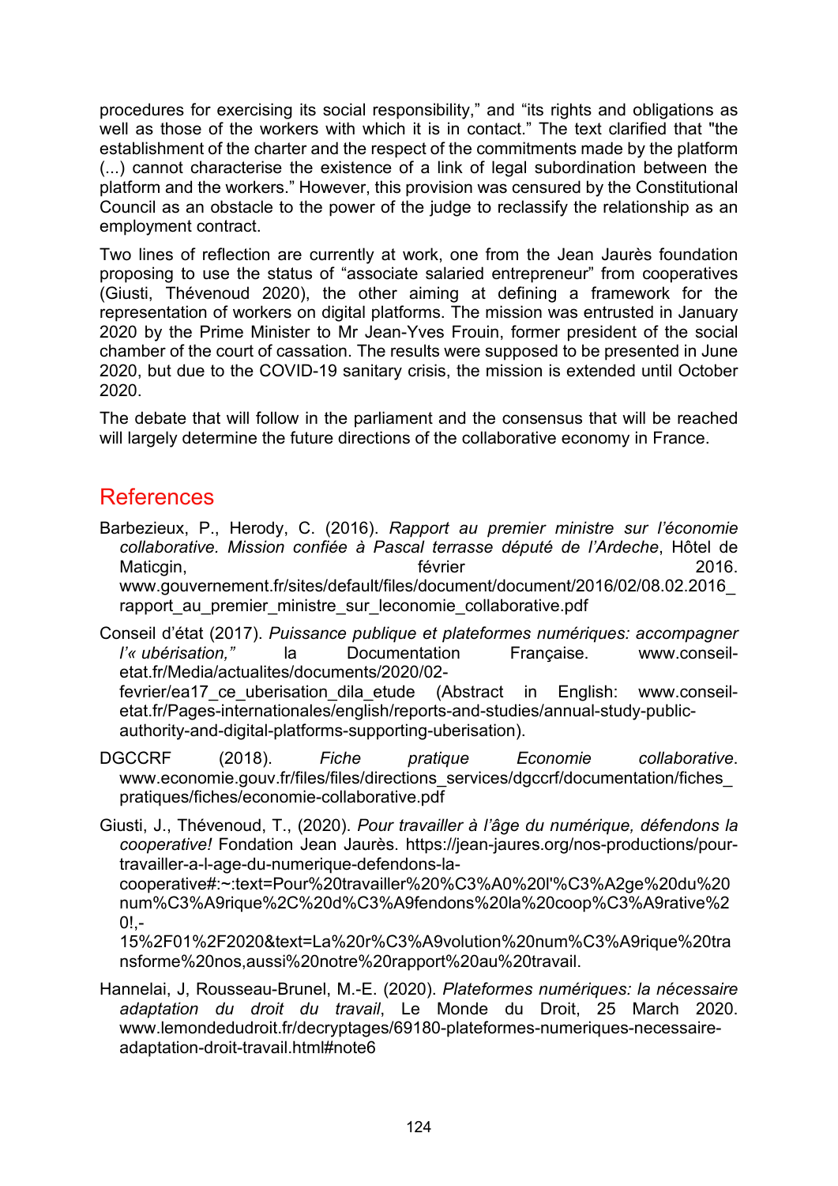procedures for exercising its social responsibility," and "its rights and obligations as well as those of the workers with which it is in contact." The text clarified that "the establishment of the charter and the respect of the commitments made by the platform (...) cannot characterise the existence of a link of legal subordination between the platform and the workers." However, this provision was censured by the Constitutional Council as an obstacle to the power of the judge to reclassify the relationship as an employment contract.

Two lines of reflection are currently at work, one from the Jean Jaurès foundation proposing to use the status of "associate salaried entrepreneur" from cooperatives (Giusti, Thévenoud 2020), the other aiming at defining a framework for the representation of workers on digital platforms. The mission was entrusted in January 2020 by the Prime Minister to Mr Jean-Yves Frouin, former president of the social chamber of the court of cassation. The results were supposed to be presented in June 2020, but due to the COVID-19 sanitary crisis, the mission is extended until October 2020.

The debate that will follow in the parliament and the consensus that will be reached will largely determine the future directions of the collaborative economy in France.

## References

Barbezieux, P., Herody, C. (2016). *Rapport au premier ministre sur l'économie collaborative. Mission confiée à Pascal terrasse député de l'Ardeche*, Hôtel de Maticgin, février 2016. www.gouvernement.fr/sites/default/files/document/document/2016/02/08.02.2016_rapport_au_premier_ministre_sur_leconomie_collaborative.pdf

Conseil d'état (2017). *Puissance publique et plateformes numériques: accompagner l'« ubérisation,"* la Documentation Française. www.conseil-etat.fr/Media/actualites/documents/2020/02-fevrier/ea17_ce_uberisation_dila_etude (Abstract in English: www.conseil-etat.fr/Pages-internationales/english/reports-and-studies/annual-study-public-authority-and-digital-platforms-supporting-uberisation).

DGCCRF (2018). *Fiche pratique Economie collaborative*. www.economie.gouv.fr/files/files/directions_services/dgccrf/documentation/fiches_pratiques/fiches/economie-collaborative.pdf

Giusti, J., Thévenoud, T., (2020). *Pour travailler à l'âge du numérique, défendons la cooperative!* Fondation Jean Jaurès. https://jean-jaures.org/nos-productions/pour-travailler-a-l-age-du-numerique-defendons-la-cooperative#:~:text=Pour%20travailler%20%C3%A0%20l'%C3%A2ge%20du%20num%C3%A9rique%2C%20d%C3%A9fendons%20la%20coop%C3%A9rative%20!,-15%2F01%2F2020&text=La%20r%C3%A9volution%20num%C3%A9rique%20transforme%20nos,aussi%20notre%20rapport%20au%20travail.

Hannelai, J, Rousseau-Brunel, M.-E. (2020). *Plateformes numériques: la nécessaire adaptation du droit du travail*, Le Monde du Droit, 25 March 2020. www.lemondedudroit.fr/decryptages/69180-plateformes-numeriques-necessaire-adaptation-droit-travail.html#note6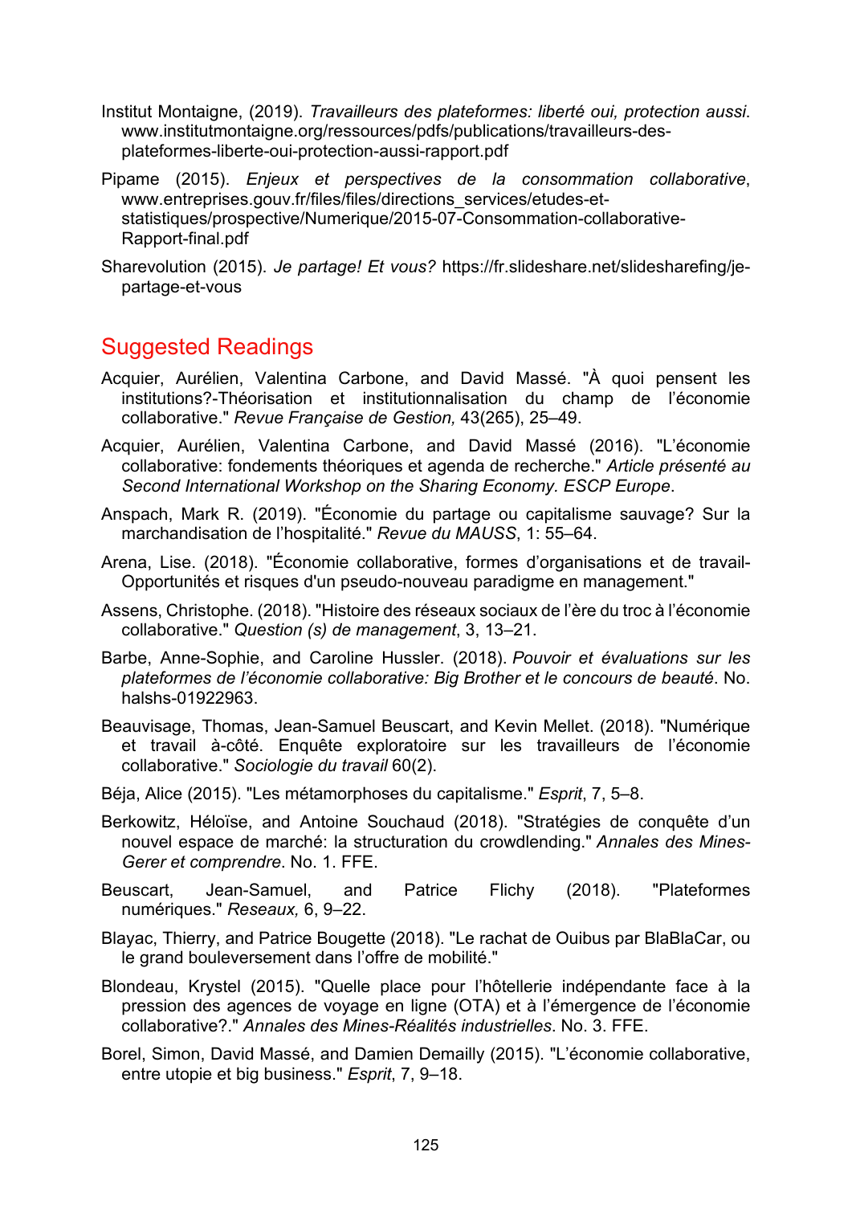Institut Montaigne, (2019). *Travailleurs des plateformes: liberté oui, protection aussi*. www.institutmontaigne.org/ressources/pdfs/publications/travailleurs-des-plateformes-liberte-oui-protection-aussi-rapport.pdf

Pipame (2015). *Enjeux et perspectives de la consommation collaborative*, www.entreprises.gouv.fr/files/files/directions_services/etudes-et-statistiques/prospective/Numerique/2015-07-Consommation-collaborative-Rapport-final.pdf

Sharevolution (2015). *Je partage! Et vous?* https://fr.slideshare.net/slidesharefing/je-partage-et-vous

## Suggested Readings

Acquier, Aurélien, Valentina Carbone, and David Massé. "À quoi pensent les institutions?-Théorisation et institutionnalisation du champ de l'économie collaborative." *Revue Française de Gestion,* 43(265), 25–49.

Acquier, Aurélien, Valentina Carbone, and David Massé (2016). "L'économie collaborative: fondements théoriques et agenda de recherche." *Article présenté au Second International Workshop on the Sharing Economy. ESCP Europe*.

Anspach, Mark R. (2019). "Économie du partage ou capitalisme sauvage? Sur la marchandisation de l'hospitalité." *Revue du MAUSS*, 1: 55–64.

Arena, Lise. (2018). "Économie collaborative, formes d'organisations et de travail-Opportunités et risques d'un pseudo-nouveau paradigme en management."

Assens, Christophe. (2018). "Histoire des réseaux sociaux de l'ère du troc à l'économie collaborative." *Question (s) de management*, 3, 13–21.

Barbe, Anne-Sophie, and Caroline Hussler. (2018). *Pouvoir et évaluations sur les plateformes de l'économie collaborative: Big Brother et le concours de beauté*. No. halshs-01922963.

Beauvisage, Thomas, Jean-Samuel Beuscart, and Kevin Mellet. (2018). "Numérique et travail à-côté. Enquête exploratoire sur les travailleurs de l'économie collaborative." *Sociologie du travail* 60(2).

Béja, Alice (2015). "Les métamorphoses du capitalisme." *Esprit*, 7, 5–8.

Berkowitz, Héloïse, and Antoine Souchaud (2018). "Stratégies de conquête d'un nouvel espace de marché: la structuration du crowdlending." *Annales des Mines-Gerer et comprendre*. No. 1. FFE.

Beuscart, Jean-Samuel, and Patrice Flichy (2018). "Plateformes numériques." *Reseaux,* 6, 9–22.

Blayac, Thierry, and Patrice Bougette (2018). "Le rachat de Ouibus par BlaBlaCar, ou le grand bouleversement dans l'offre de mobilité."

Blondeau, Krystel (2015). "Quelle place pour l'hôtellerie indépendante face à la pression des agences de voyage en ligne (OTA) et à l'émergence de l'économie collaborative?." *Annales des Mines-Réalités industrielles*. No. 3. FFE.

Borel, Simon, David Massé, and Damien Demailly (2015). "L'économie collaborative, entre utopie et big business." *Esprit*, 7, 9–18.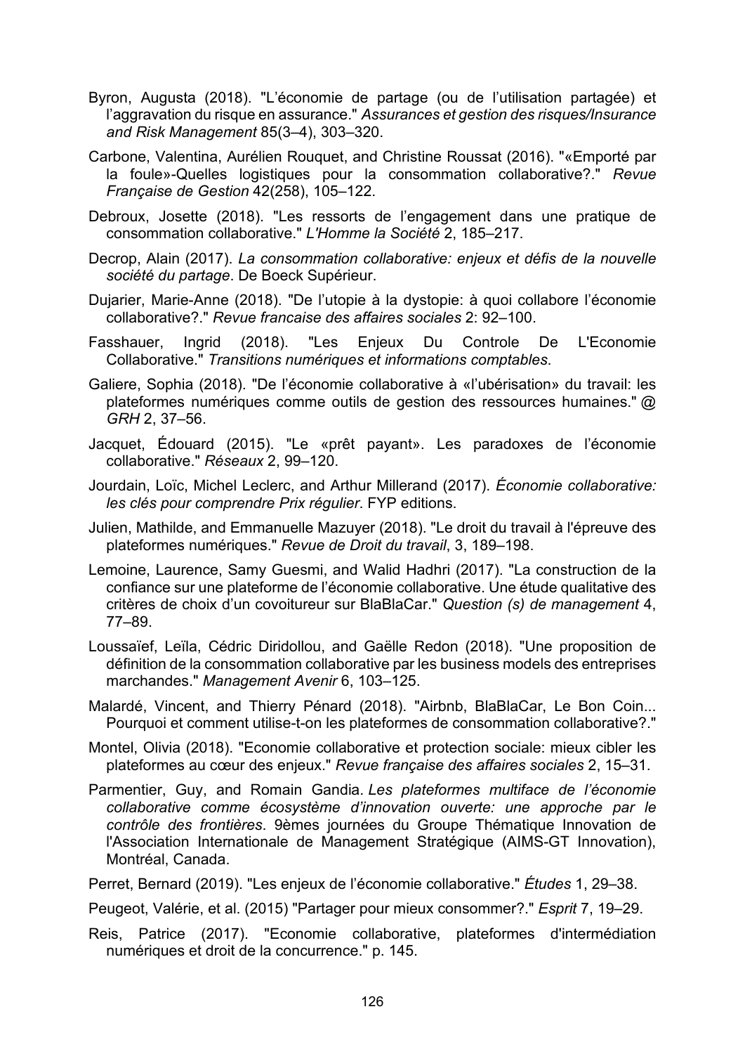Byron, Augusta (2018). "L'économie de partage (ou de l'utilisation partagée) et l'aggravation du risque en assurance." *Assurances et gestion des risques/Insurance and Risk Management* 85(3–4), 303–320.

Carbone, Valentina, Aurélien Rouquet, and Christine Roussat (2016). "«Emporté par la foule»-Quelles logistiques pour la consommation collaborative?." *Revue Française de Gestion* 42(258), 105–122.

Debroux, Josette (2018). "Les ressorts de l'engagement dans une pratique de consommation collaborative." *L'Homme la Société* 2, 185–217.

Decrop, Alain (2017). *La consommation collaborative: enjeux et défis de la nouvelle société du partage*. De Boeck Supérieur.

Dujarier, Marie-Anne (2018). "De l'utopie à la dystopie: à quoi collabore l'économie collaborative?." *Revue francaise des affaires sociales* 2: 92–100.

Fasshauer, Ingrid (2018). "Les Enjeux Du Controle De L'Economie Collaborative." *Transitions numériques et informations comptables*.

Galiere, Sophia (2018). "De l'économie collaborative à «l'ubérisation» du travail: les plateformes numériques comme outils de gestion des ressources humaines." *@ GRH* 2, 37–56.

Jacquet, Édouard (2015). "Le «prêt payant». Les paradoxes de l'économie collaborative." *Réseaux* 2, 99–120.

Jourdain, Loïc, Michel Leclerc, and Arthur Millerand (2017). *Économie collaborative: les clés pour comprendre Prix régulier*. FYP editions.

Julien, Mathilde, and Emmanuelle Mazuyer (2018). "Le droit du travail à l'épreuve des plateformes numériques." *Revue de Droit du travail*, 3, 189–198.

Lemoine, Laurence, Samy Guesmi, and Walid Hadhri (2017). "La construction de la confiance sur une plateforme de l'économie collaborative. Une étude qualitative des critères de choix d'un covoitureur sur BlaBlaCar." *Question (s) de management* 4, 77–89.

Loussaïef, Leïla, Cédric Diridollou, and Gaëlle Redon (2018). "Une proposition de définition de la consommation collaborative par les business models des entreprises marchandes." *Management Avenir* 6, 103–125.

Malardé, Vincent, and Thierry Pénard (2018). "Airbnb, BlaBlaCar, Le Bon Coin... Pourquoi et comment utilise-t-on les plateformes de consommation collaborative?."

Montel, Olivia (2018). "Economie collaborative et protection sociale: mieux cibler les plateformes au cœur des enjeux." *Revue française des affaires sociales* 2, 15–31.

Parmentier, Guy, and Romain Gandia. *Les plateformes multiface de l'économie collaborative comme écosystème d'innovation ouverte: une approche par le contrôle des frontières*. 9èmes journées du Groupe Thématique Innovation de l'Association Internationale de Management Stratégique (AIMS-GT Innovation), Montréal, Canada.

Perret, Bernard (2019). "Les enjeux de l'économie collaborative." *Études* 1, 29–38.

Peugeot, Valérie, et al. (2015) "Partager pour mieux consommer?." *Esprit* 7, 19–29.

Reis, Patrice (2017). "Economie collaborative, plateformes d'intermédiation numériques et droit de la concurrence." p. 145.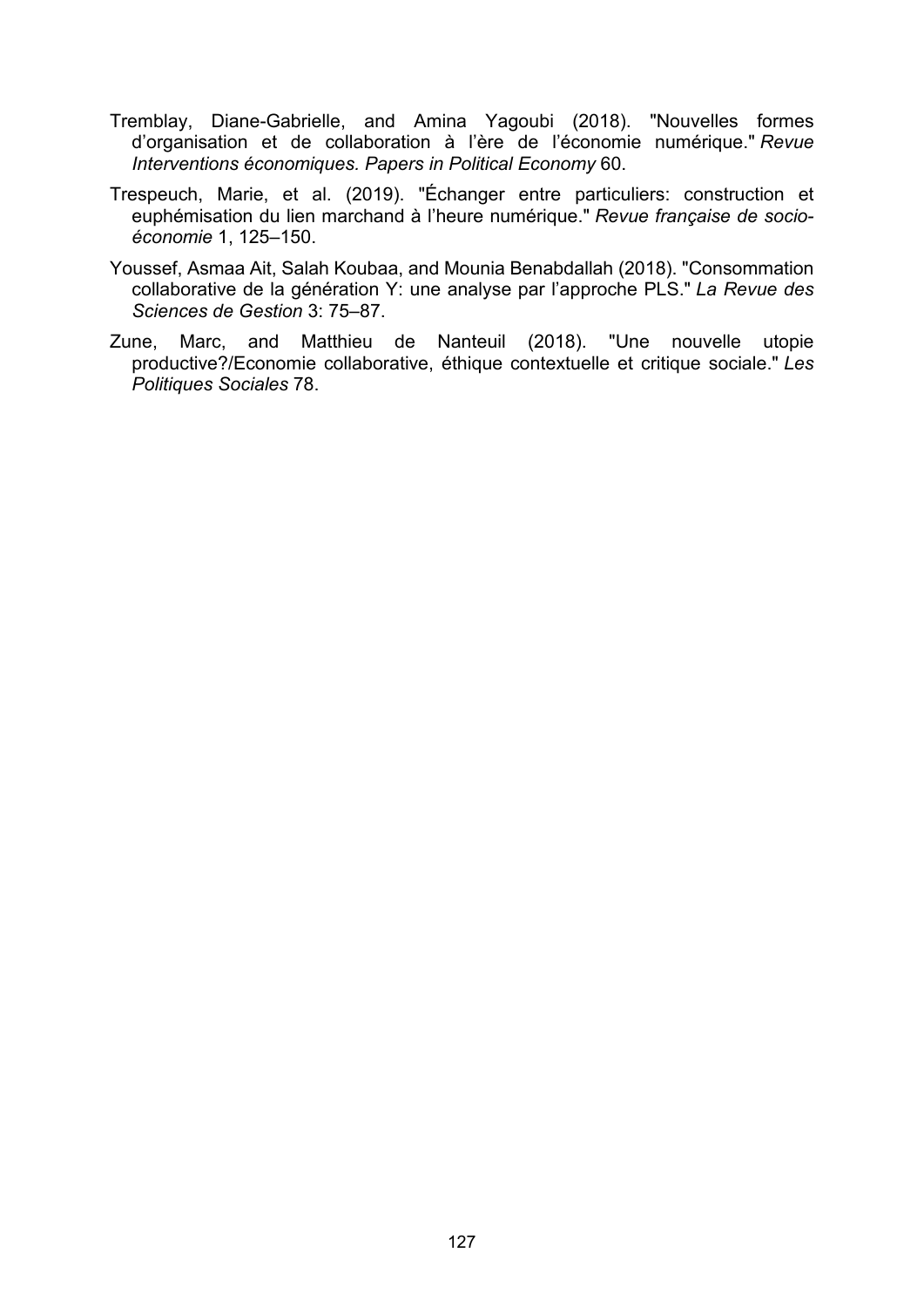Tremblay, Diane-Gabrielle, and Amina Yagoubi (2018). "Nouvelles formes d'organisation et de collaboration à l'ère de l'économie numérique." *Revue Interventions économiques. Papers in Political Economy* 60.

Trespeuch, Marie, et al. (2019). "Échanger entre particuliers: construction et euphémisation du lien marchand à l'heure numérique." *Revue française de socio-économie* 1, 125–150.

Youssef, Asmaa Ait, Salah Koubaa, and Mounia Benabdallah (2018). "Consommation collaborative de la génération Y: une analyse par l'approche PLS." *La Revue des Sciences de Gestion* 3: 75–87.

Zune, Marc, and Matthieu de Nanteuil (2018). "Une nouvelle utopie productive?/Economie collaborative, éthique contextuelle et critique sociale." *Les Politiques Sociales* 78.